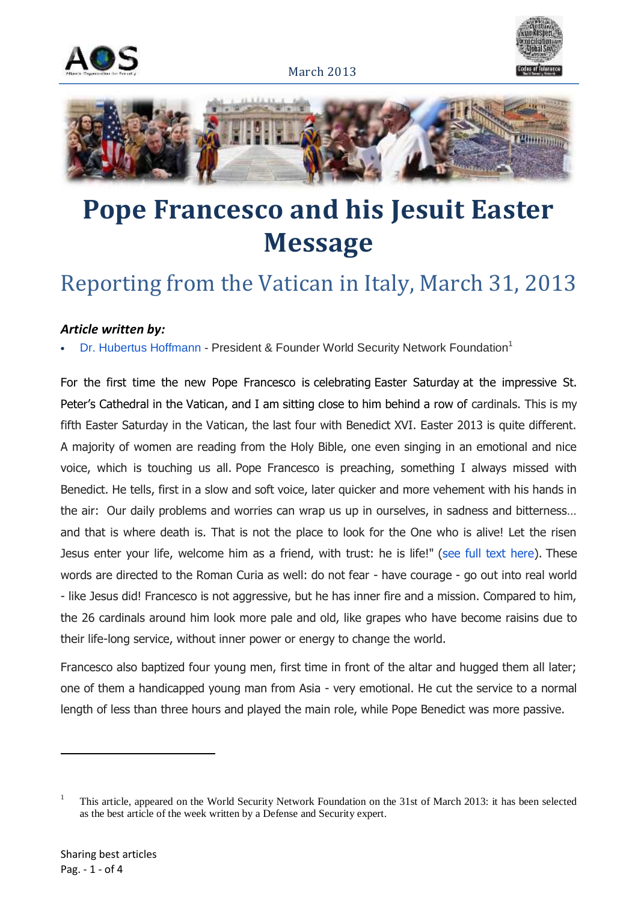# Pope Francesco and his Jesuit Easter Message

## Reporting from the Vatican in Italy, March 31, 2013

***Article written by:***

- Dr. Hubertus Hoffmann - President & Founder World Security Network Foundation[1]

For the first time the new Pope Francesco is celebrating Easter Saturday at the impressive St. Peter's Cathedral in the Vatican, and I am sitting close to him behind a row of cardinals. This is my fifth Easter Saturday in the Vatican, the last four with Benedict XVI. Easter 2013 is quite different. A majority of women are reading from the Holy Bible, one even singing in an emotional and nice voice, which is touching us all. Pope Francesco is preaching, something I always missed with Benedict. He tells, first in a slow and soft voice, later quicker and more vehement with his hands in the air: Our daily problems and worries can wrap us up in ourselves, in sadness and bitterness… and that is where death is. That is not the place to look for the One who is alive! Let the risen Jesus enter your life, welcome him as a friend, with trust: he is life!" (see full text here). These words are directed to the Roman Curia as well: do not fear - have courage - go out into real world - like Jesus did! Francesco is not aggressive, but he has inner fire and a mission. Compared to him, the 26 cardinals around him look more pale and old, like grapes who have become raisins due to their life-long service, without inner power or energy to change the world.

Francesco also baptized four young men, first time in front of the altar and hugged them all later; one of them a handicapped young man from Asia - very emotional. He cut the service to a normal length of less than three hours and played the main role, while Pope Benedict was more passive.

---

[1] This article, appeared on the World Security Network Foundation on the 31st of March 2013: it has been selected as the best article of the week written by a Defense and Security expert.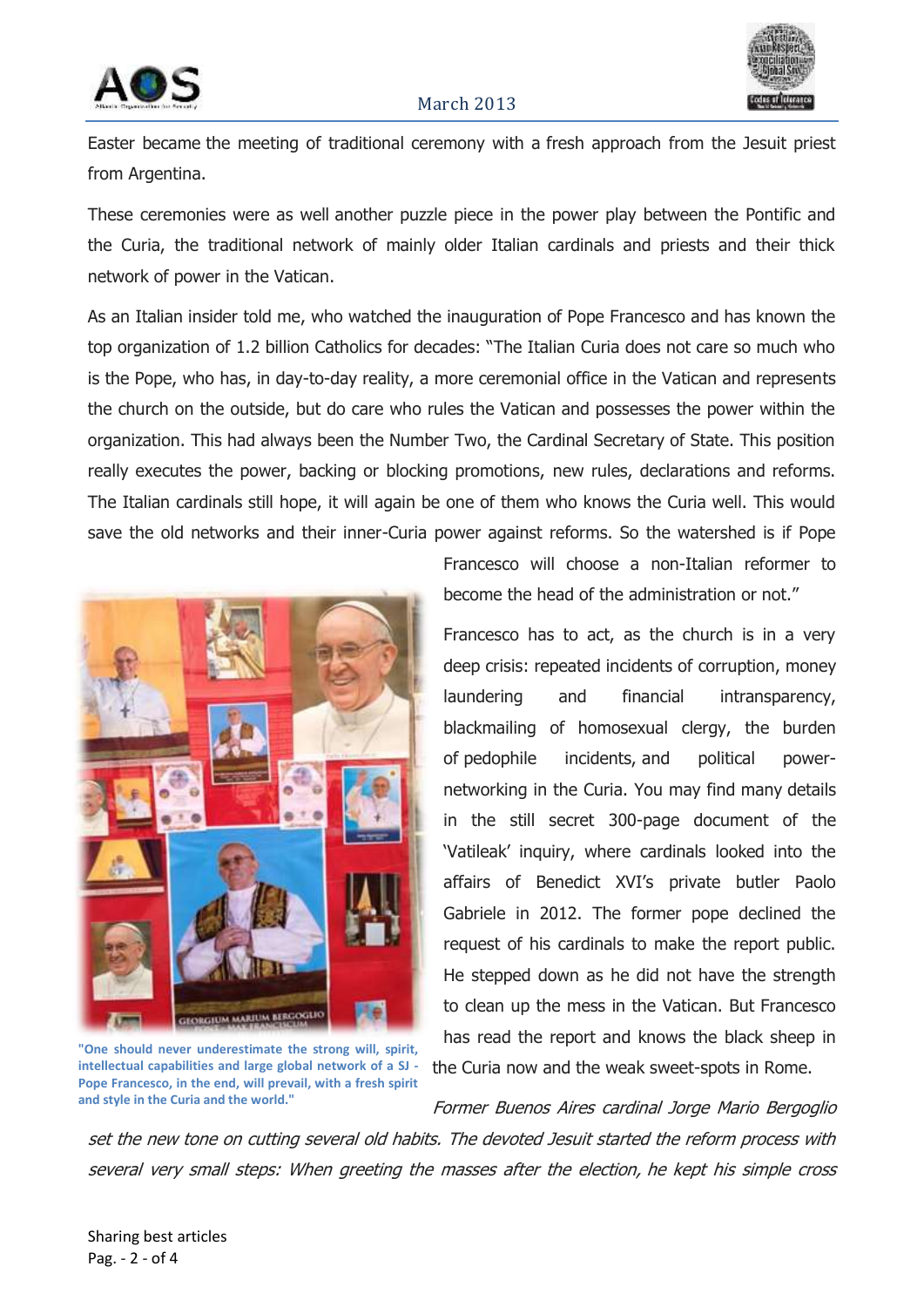Easter became the meeting of traditional ceremony with a fresh approach from the Jesuit priest from Argentina.

These ceremonies were as well another puzzle piece in the power play between the Pontific and the Curia, the traditional network of mainly older Italian cardinals and priests and their thick network of power in the Vatican.

As an Italian insider told me, who watched the inauguration of Pope Francesco and has known the top organization of 1.2 billion Catholics for decades: "The Italian Curia does not care so much who is the Pope, who has, in day-to-day reality, a more ceremonial office in the Vatican and represents the church on the outside, but do care who rules the Vatican and possesses the power within the organization. This had always been the Number Two, the Cardinal Secretary of State. This position really executes the power, backing or blocking promotions, new rules, declarations and reforms. The Italian cardinals still hope, it will again be one of them who knows the Curia well. This would save the old networks and their inner-Curia power against reforms. So the watershed is if Pope Francesco will choose a non-Italian reformer to become the head of the administration or not."

**"One should never underestimate the strong will, spirit, intellectual capabilities and large global network of a SJ - Pope Francesco, in the end, will prevail, with a fresh spirit and style in the Curia and the world."**

Francesco has to act, as the church is in a very deep crisis: repeated incidents of corruption, money laundering and financial intransparency, blackmailing of homosexual clergy, the burden of pedophile incidents, and political power-networking in the Curia. You may find many details in the still secret 300-page document of the 'Vatileak' inquiry, where cardinals looked into the affairs of Benedict XVI's private butler Paolo Gabriele in 2012. The former pope declined the request of his cardinals to make the report public. He stepped down as he did not have the strength to clean up the mess in the Vatican. But Francesco has read the report and knows the black sheep in the Curia now and the weak sweet-spots in Rome.

*Former Buenos Aires cardinal Jorge Mario Bergoglio set the new tone on cutting several old habits. The devoted Jesuit started the reform process with several very small steps: When greeting the masses after the election, he kept his simple cross*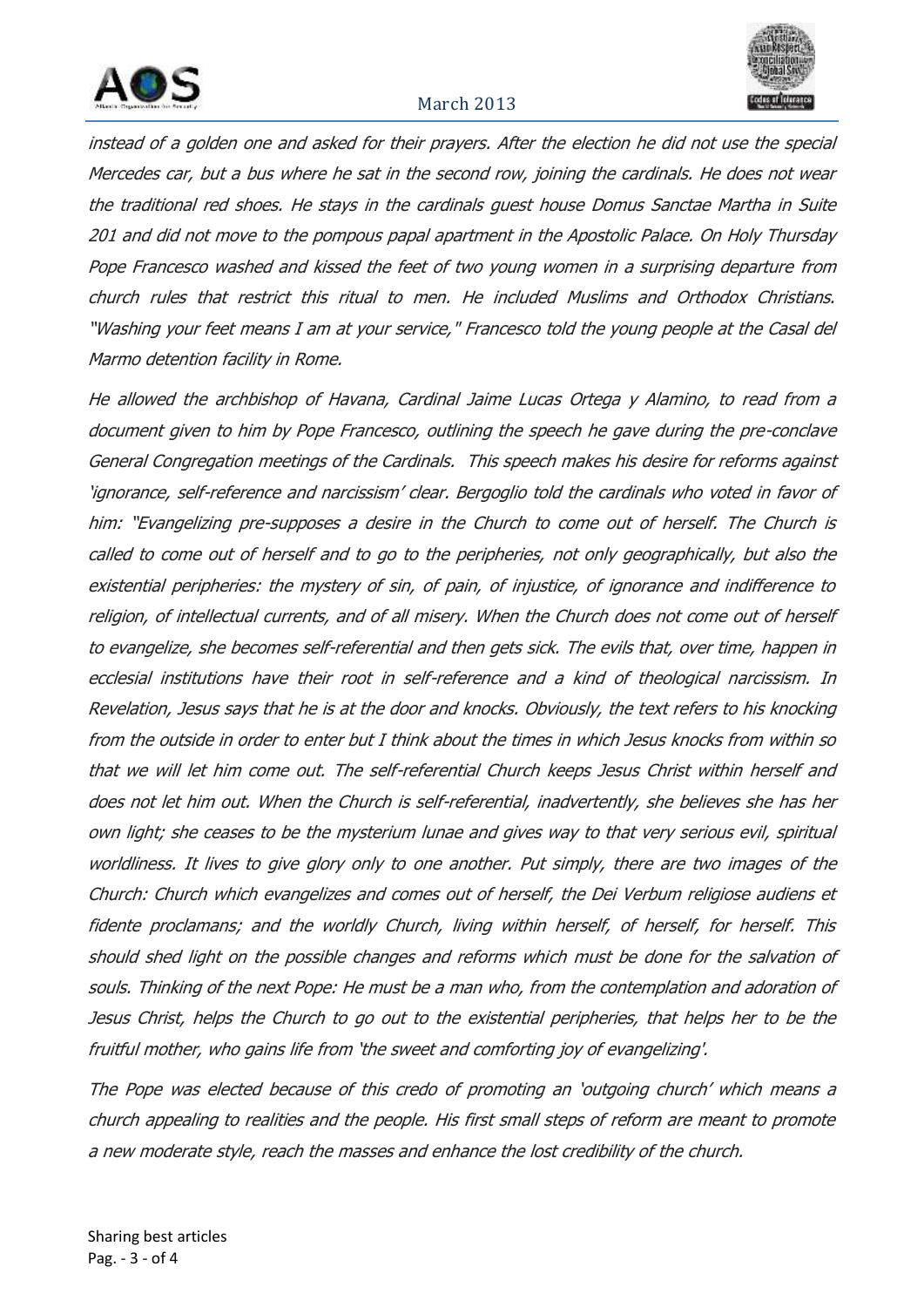*instead of a golden one and asked for their prayers. After the election he did not use the special Mercedes car, but a bus where he sat in the second row, joining the cardinals. He does not wear the traditional red shoes. He stays in the cardinals guest house Domus Sanctae Martha in Suite 201 and did not move to the pompous papal apartment in the Apostolic Palace. On Holy Thursday Pope Francesco washed and kissed the feet of two young women in a surprising departure from church rules that restrict this ritual to men. He included Muslims and Orthodox Christians. "Washing your feet means I am at your service," Francesco told the young people at the Casal del Marmo detention facility in Rome.*

*He allowed the archbishop of Havana, Cardinal Jaime Lucas Ortega y Alamino, to read from a document given to him by Pope Francesco, outlining the speech he gave during the pre-conclave General Congregation meetings of the Cardinals. This speech makes his desire for reforms against 'ignorance, self-reference and narcissism' clear. Bergoglio told the cardinals who voted in favor of him: "Evangelizing pre-supposes a desire in the Church to come out of herself. The Church is called to come out of herself and to go to the peripheries, not only geographically, but also the existential peripheries: the mystery of sin, of pain, of injustice, of ignorance and indifference to religion, of intellectual currents, and of all misery. When the Church does not come out of herself to evangelize, she becomes self-referential and then gets sick. The evils that, over time, happen in ecclesial institutions have their root in self-reference and a kind of theological narcissism. In Revelation, Jesus says that he is at the door and knocks. Obviously, the text refers to his knocking from the outside in order to enter but I think about the times in which Jesus knocks from within so that we will let him come out. The self-referential Church keeps Jesus Christ within herself and does not let him out. When the Church is self-referential, inadvertently, she believes she has her own light; she ceases to be the mysterium lunae and gives way to that very serious evil, spiritual worldliness. It lives to give glory only to one another. Put simply, there are two images of the Church: Church which evangelizes and comes out of herself, the Dei Verbum religiose audiens et fidente proclamans; and the worldly Church, living within herself, of herself, for herself. This should shed light on the possible changes and reforms which must be done for the salvation of souls. Thinking of the next Pope: He must be a man who, from the contemplation and adoration of Jesus Christ, helps the Church to go out to the existential peripheries, that helps her to be the fruitful mother, who gains life from 'the sweet and comforting joy of evangelizing'.*

*The Pope was elected because of this credo of promoting an 'outgoing church' which means a church appealing to realities and the people. His first small steps of reform are meant to promote a new moderate style, reach the masses and enhance the lost credibility of the church.*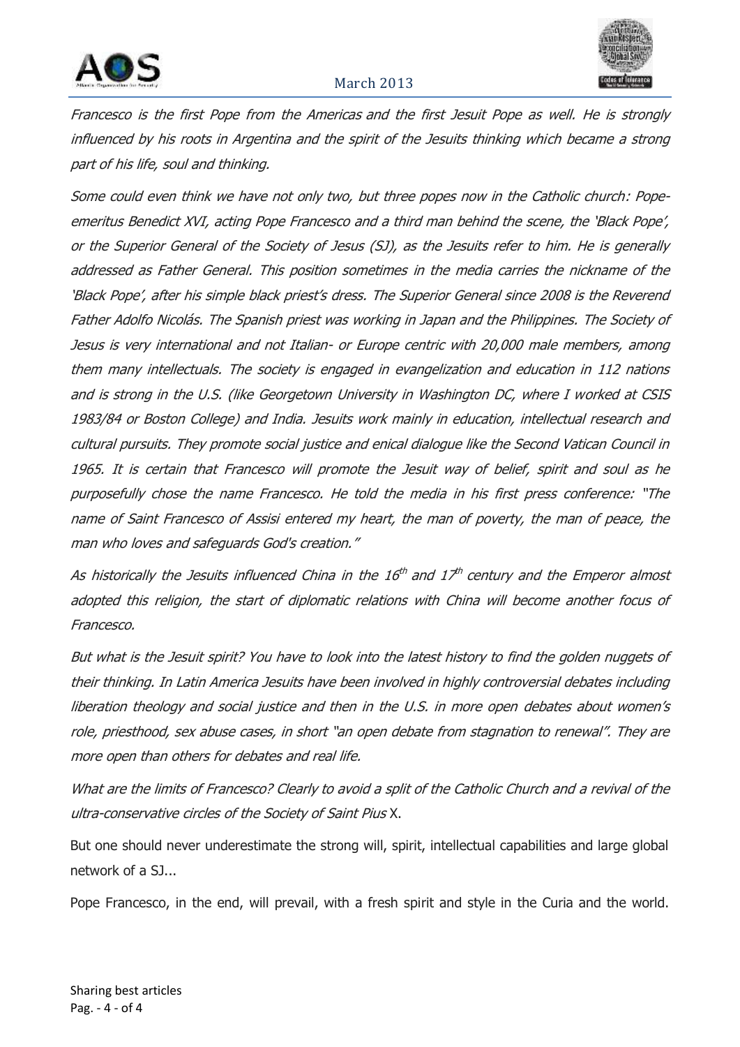*Francesco is the first Pope from the Americas and the first Jesuit Pope as well. He is strongly influenced by his roots in Argentina and the spirit of the Jesuits thinking which became a strong part of his life, soul and thinking.*

*Some could even think we have not only two, but three popes now in the Catholic church: Pope-emeritus Benedict XVI, acting Pope Francesco and a third man behind the scene, the 'Black Pope', or the Superior General of the Society of Jesus (SJ), as the Jesuits refer to him. He is generally addressed as Father General. This position sometimes in the media carries the nickname of the 'Black Pope', after his simple black priest's dress. The Superior General since 2008 is the Reverend Father Adolfo Nicolás. The Spanish priest was working in Japan and the Philippines. The Society of Jesus is very international and not Italian- or Europe centric with 20,000 male members, among them many intellectuals. The society is engaged in evangelization and education in 112 nations and is strong in the U.S. (like Georgetown University in Washington DC, where I worked at CSIS 1983/84 or Boston College) and India. Jesuits work mainly in education, intellectual research and cultural pursuits. They promote social justice and enical dialogue like the Second Vatican Council in 1965. It is certain that Francesco will promote the Jesuit way of belief, spirit and soul as he purposefully chose the name Francesco. He told the media in his first press conference: "The name of Saint Francesco of Assisi entered my heart, the man of poverty, the man of peace, the man who loves and safeguards God's creation."*

*As historically the Jesuits influenced China in the 16th and 17th century and the Emperor almost adopted this religion, the start of diplomatic relations with China will become another focus of Francesco.*

*But what is the Jesuit spirit? You have to look into the latest history to find the golden nuggets of their thinking. In Latin America Jesuits have been involved in highly controversial debates including liberation theology and social justice and then in the U.S. in more open debates about women's role, priesthood, sex abuse cases, in short "an open debate from stagnation to renewal". They are more open than others for debates and real life.*

*What are the limits of Francesco? Clearly to avoid a split of the Catholic Church and a revival of the ultra-conservative circles of the Society of Saint Pius* X.

But one should never underestimate the strong will, spirit, intellectual capabilities and large global network of a SJ...

Pope Francesco, in the end, will prevail, with a fresh spirit and style in the Curia and the world.

Sharing best articles